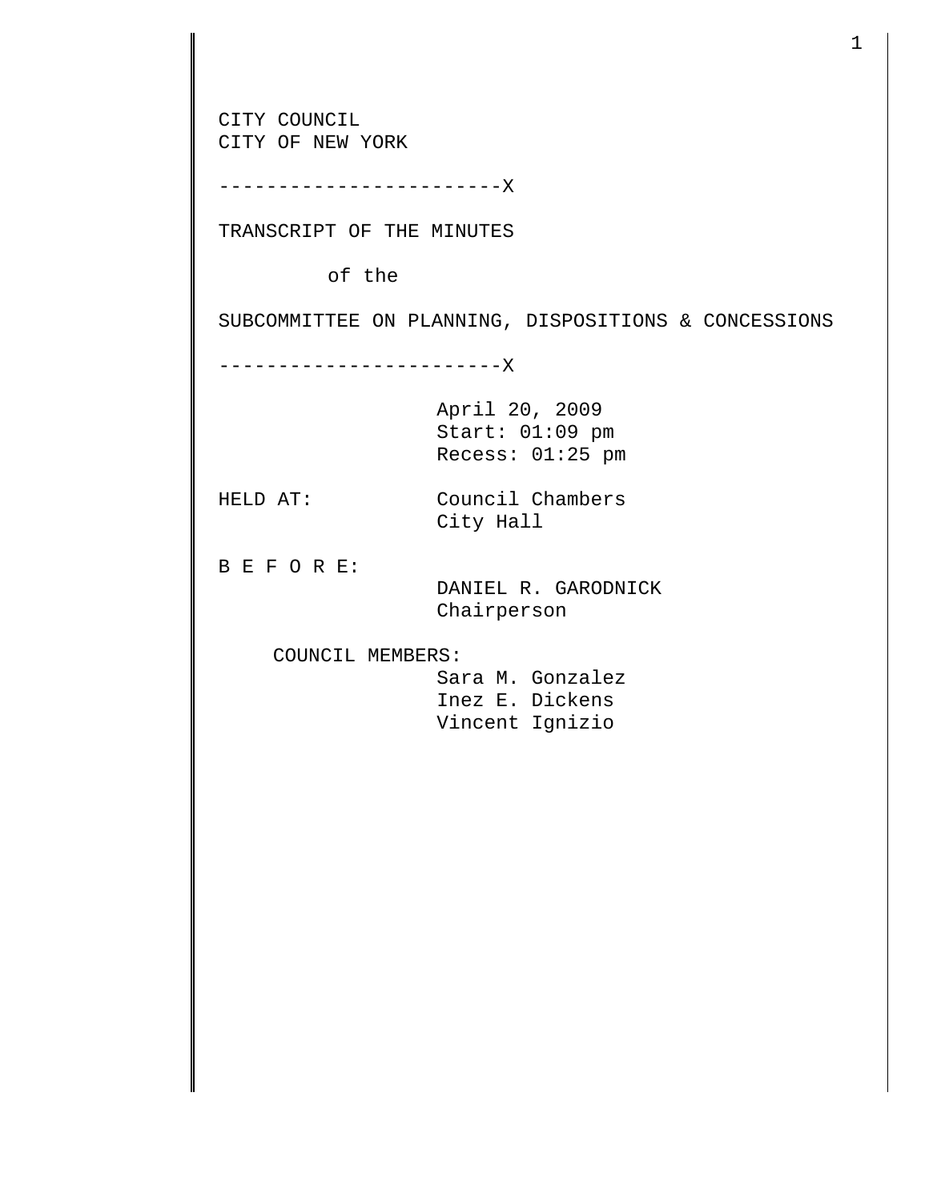CITY COUNCIL
CITY OF NEW YORK

------------------------X

TRANSCRIPT OF THE MINUTES

of the

SUBCOMMITTEE ON PLANNING, DISPOSITIONS & CONCESSIONS

------------------------X

April 20, 2009
Start: 01:09 pm
Recess: 01:25 pm

HELD AT: Council Chambers
City Hall

B E F O R E:
DANIEL R. GARODNICK
Chairperson

COUNCIL MEMBERS:
Sara M. Gonzalez
Inez E. Dickens
Vincent Ignizio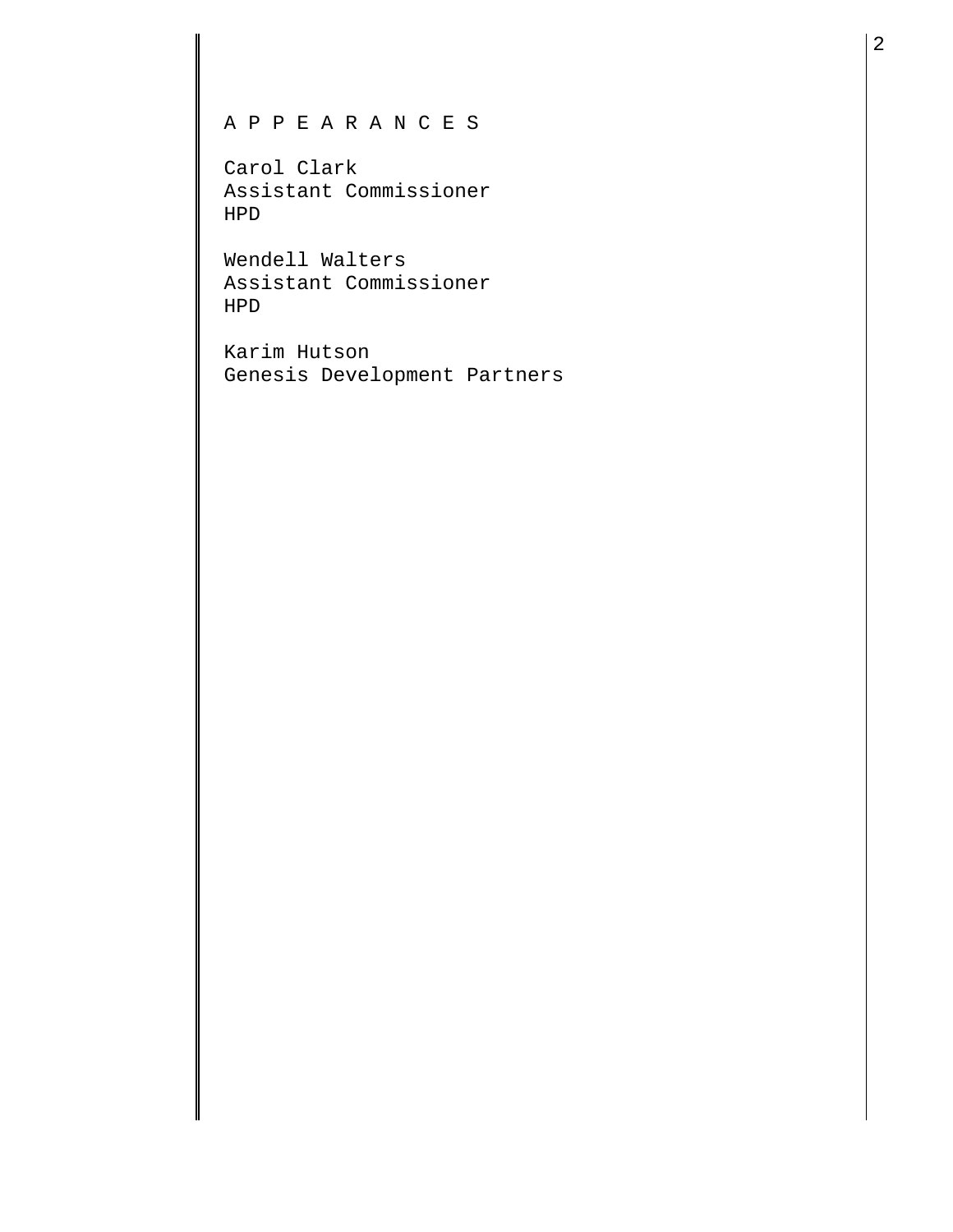A P P E A R A N C E S

Carol Clark
Assistant Commissioner
HPD

Wendell Walters
Assistant Commissioner
HPD

Karim Hutson
Genesis Development Partners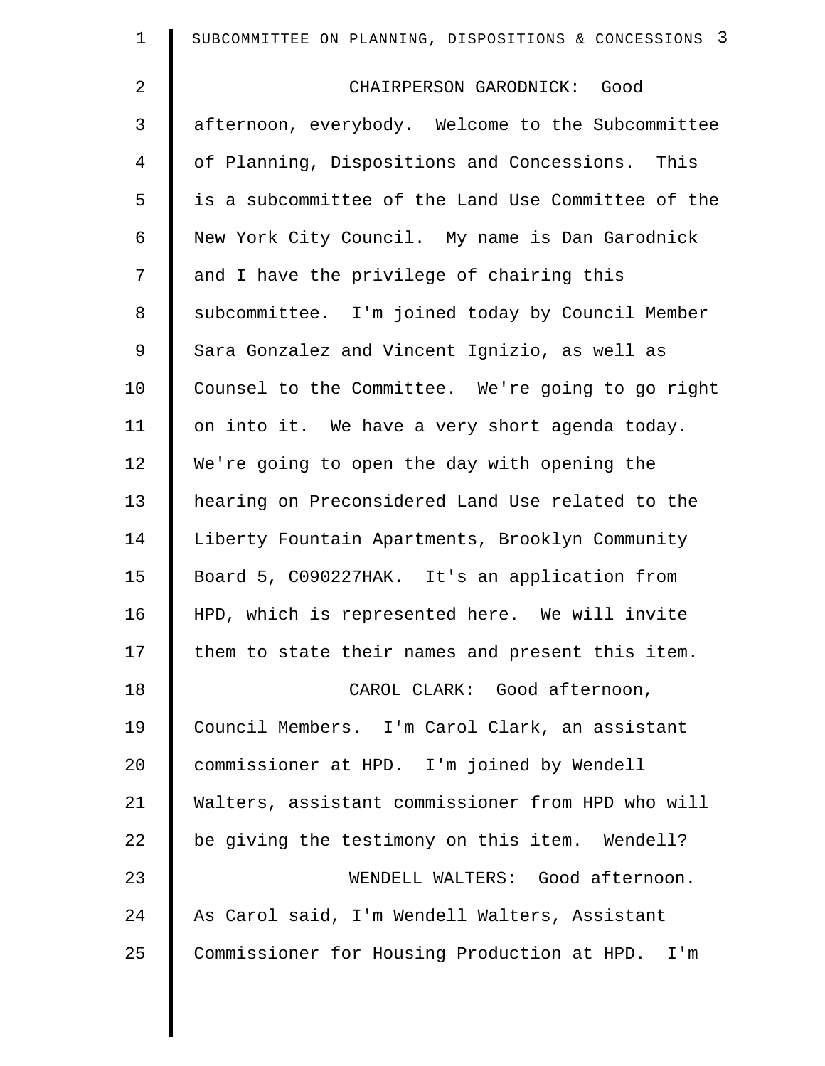CHAIRPERSON GARODNICK: Good afternoon, everybody. Welcome to the Subcommittee of Planning, Dispositions and Concessions. This is a subcommittee of the Land Use Committee of the New York City Council. My name is Dan Garodnick and I have the privilege of chairing this subcommittee. I'm joined today by Council Member Sara Gonzalez and Vincent Ignizio, as well as Counsel to the Committee. We're going to go right on into it. We have a very short agenda today. We're going to open the day with opening the hearing on Preconsidered Land Use related to the Liberty Fountain Apartments, Brooklyn Community Board 5, C090227HAK. It's an application from HPD, which is represented here. We will invite them to state their names and present this item.

CAROL CLARK: Good afternoon, Council Members. I'm Carol Clark, an assistant commissioner at HPD. I'm joined by Wendell Walters, assistant commissioner from HPD who will be giving the testimony on this item. Wendell?

WENDELL WALTERS: Good afternoon. As Carol said, I'm Wendell Walters, Assistant Commissioner for Housing Production at HPD. I'm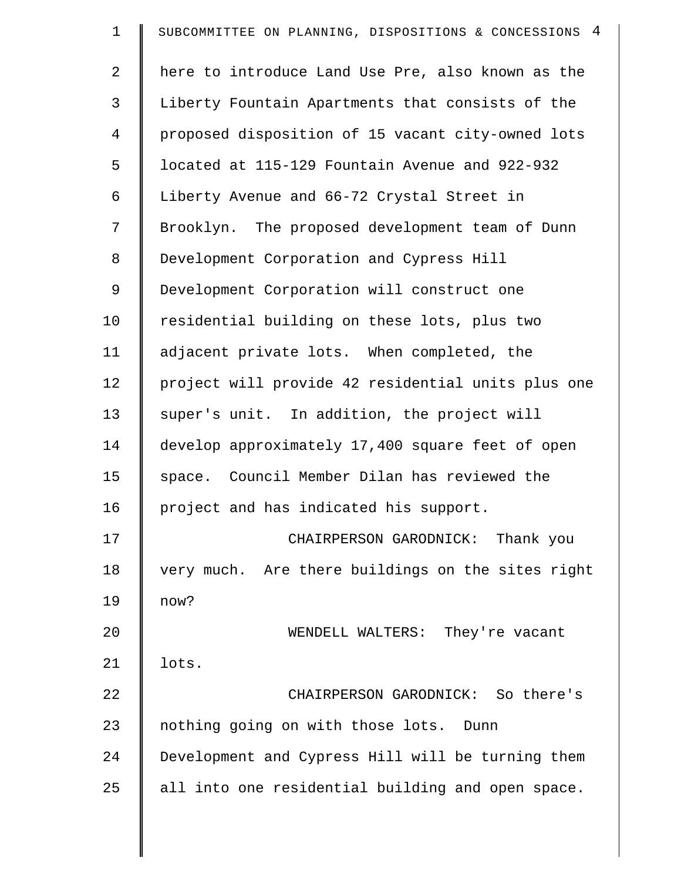here to introduce Land Use Pre, also known as the Liberty Fountain Apartments that consists of the proposed disposition of 15 vacant city-owned lots located at 115-129 Fountain Avenue and 922-932 Liberty Avenue and 66-72 Crystal Street in Brooklyn. The proposed development team of Dunn Development Corporation and Cypress Hill Development Corporation will construct one residential building on these lots, plus two adjacent private lots. When completed, the project will provide 42 residential units plus one super's unit. In addition, the project will develop approximately 17,400 square feet of open space. Council Member Dilan has reviewed the project and has indicated his support.

CHAIRPERSON GARODNICK: Thank you very much. Are there buildings on the sites right now?

WENDELL WALTERS: They're vacant lots.

CHAIRPERSON GARODNICK: So there's nothing going on with those lots. Dunn Development and Cypress Hill will be turning them all into one residential building and open space.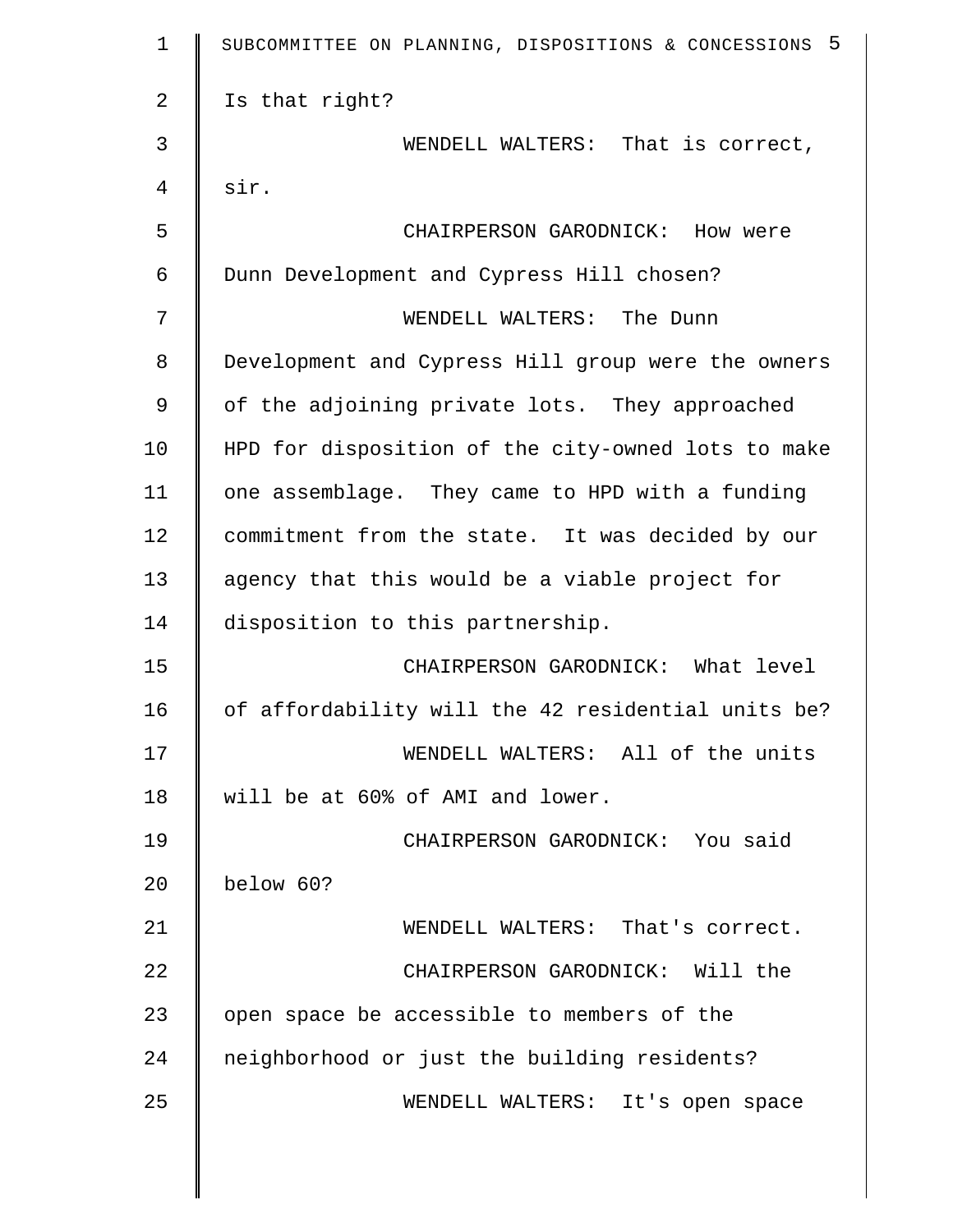Is that right?

WENDELL WALTERS: That is correct, sir.

CHAIRPERSON GARODNICK: How were Dunn Development and Cypress Hill chosen?

WENDELL WALTERS: The Dunn Development and Cypress Hill group were the owners of the adjoining private lots. They approached HPD for disposition of the city-owned lots to make one assemblage. They came to HPD with a funding commitment from the state. It was decided by our agency that this would be a viable project for disposition to this partnership.

CHAIRPERSON GARODNICK: What level of affordability will the 42 residential units be?

WENDELL WALTERS: All of the units will be at 60% of AMI and lower.

CHAIRPERSON GARODNICK: You said below 60?

WENDELL WALTERS: That's correct.

CHAIRPERSON GARODNICK: Will the open space be accessible to members of the neighborhood or just the building residents?

WENDELL WALTERS: It's open space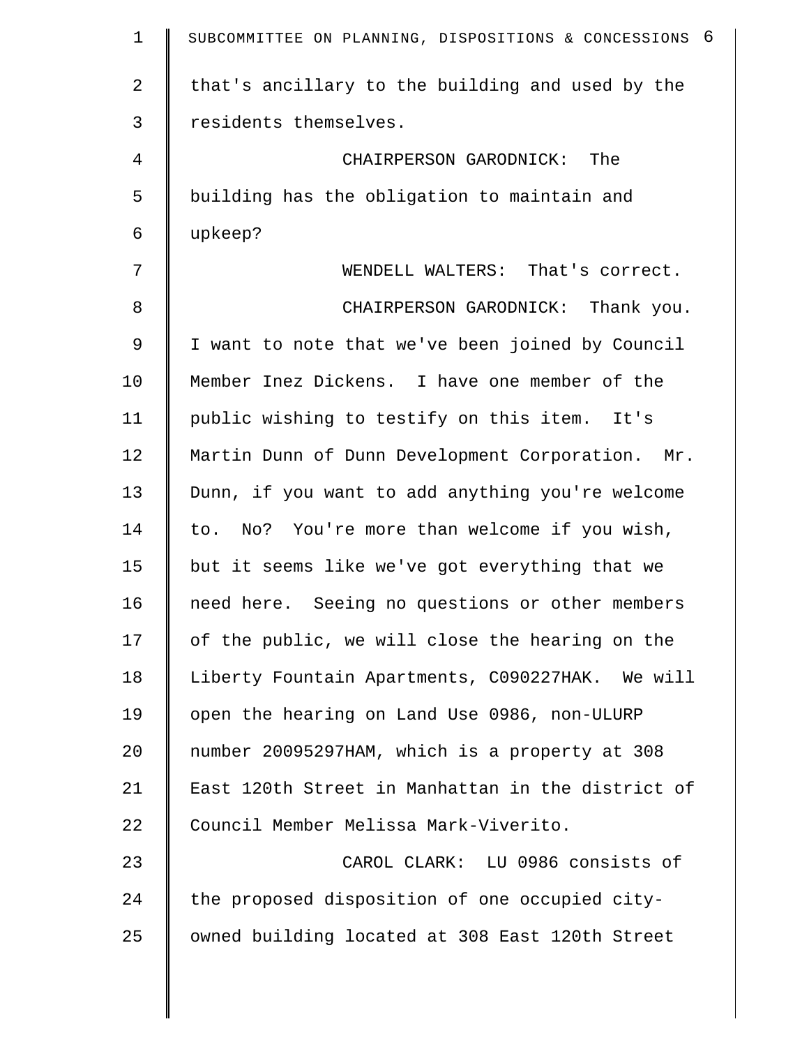that's ancillary to the building and used by the residents themselves.

CHAIRPERSON GARODNICK: The building has the obligation to maintain and upkeep?

WENDELL WALTERS: That's correct.

CHAIRPERSON GARODNICK: Thank you. I want to note that we've been joined by Council Member Inez Dickens. I have one member of the public wishing to testify on this item. It's Martin Dunn of Dunn Development Corporation. Mr. Dunn, if you want to add anything you're welcome to. No? You're more than welcome if you wish, but it seems like we've got everything that we need here. Seeing no questions or other members of the public, we will close the hearing on the Liberty Fountain Apartments, C090227HAK. We will open the hearing on Land Use 0986, non-ULURP number 20095297HAM, which is a property at 308 East 120th Street in Manhattan in the district of Council Member Melissa Mark-Viverito.

CAROL CLARK: LU 0986 consists of the proposed disposition of one occupied city-owned building located at 308 East 120th Street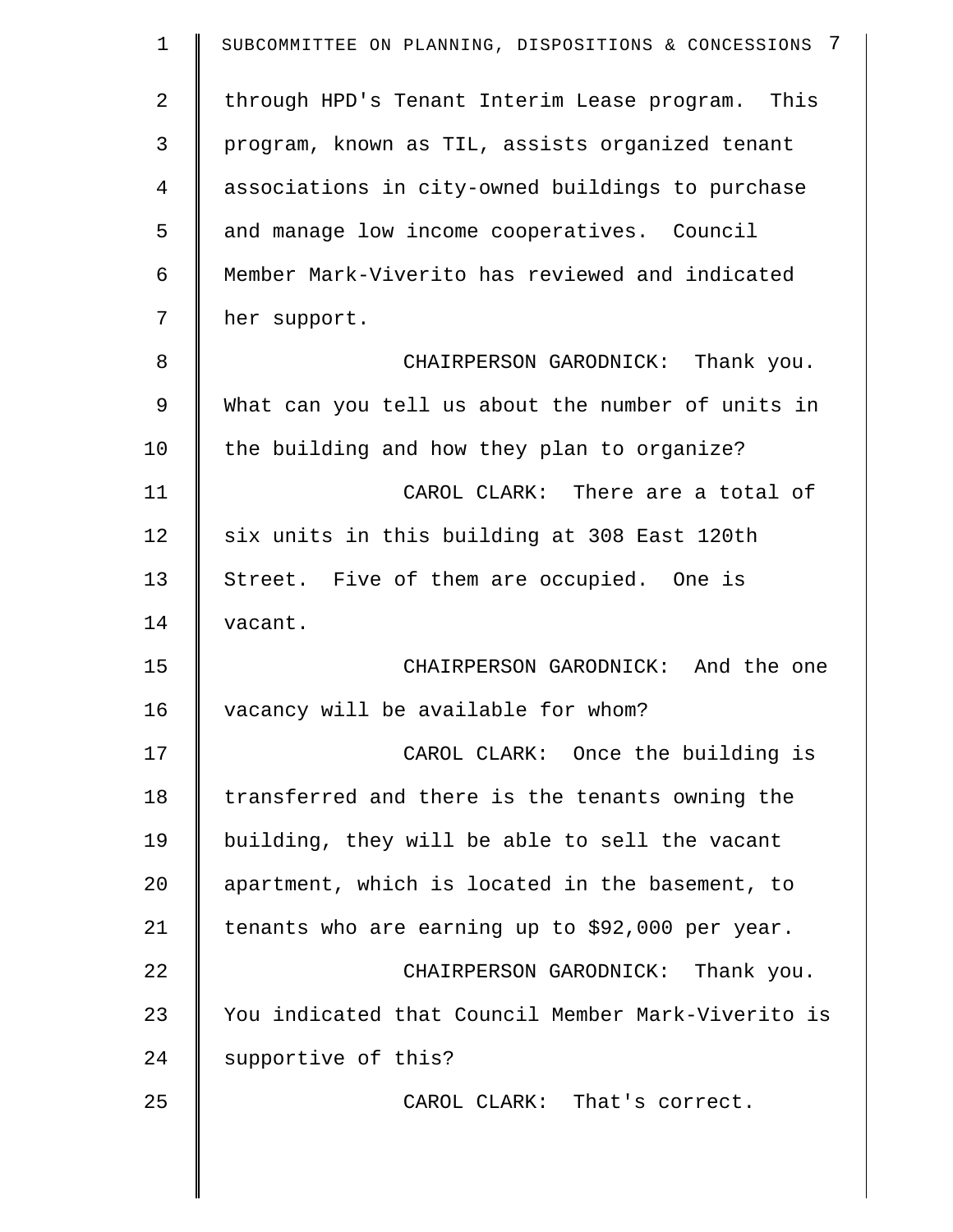through HPD's Tenant Interim Lease program. This program, known as TIL, assists organized tenant associations in city-owned buildings to purchase and manage low income cooperatives. Council Member Mark-Viverito has reviewed and indicated her support.

CHAIRPERSON GARODNICK: Thank you. What can you tell us about the number of units in the building and how they plan to organize?

CAROL CLARK: There are a total of six units in this building at 308 East 120th Street. Five of them are occupied. One is vacant.

CHAIRPERSON GARODNICK: And the one vacancy will be available for whom?

CAROL CLARK: Once the building is transferred and there is the tenants owning the building, they will be able to sell the vacant apartment, which is located in the basement, to tenants who are earning up to $92,000 per year.

CHAIRPERSON GARODNICK: Thank you. You indicated that Council Member Mark-Viverito is supportive of this?

CAROL CLARK: That's correct.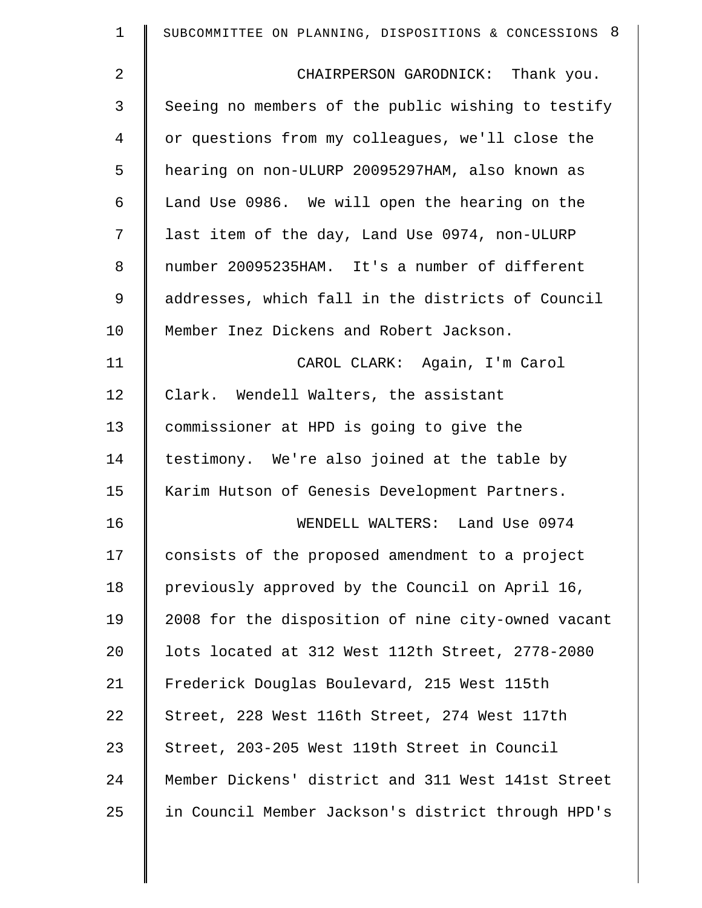CHAIRPERSON GARODNICK: Thank you. Seeing no members of the public wishing to testify or questions from my colleagues, we'll close the hearing on non-ULURP 20095297HAM, also known as Land Use 0986. We will open the hearing on the last item of the day, Land Use 0974, non-ULURP number 20095235HAM. It's a number of different addresses, which fall in the districts of Council Member Inez Dickens and Robert Jackson.

CAROL CLARK: Again, I'm Carol Clark. Wendell Walters, the assistant commissioner at HPD is going to give the testimony. We're also joined at the table by Karim Hutson of Genesis Development Partners.

WENDELL WALTERS: Land Use 0974 consists of the proposed amendment to a project previously approved by the Council on April 16, 2008 for the disposition of nine city-owned vacant lots located at 312 West 112th Street, 2778-2080 Frederick Douglas Boulevard, 215 West 115th Street, 228 West 116th Street, 274 West 117th Street, 203-205 West 119th Street in Council Member Dickens' district and 311 West 141st Street in Council Member Jackson's district through HPD's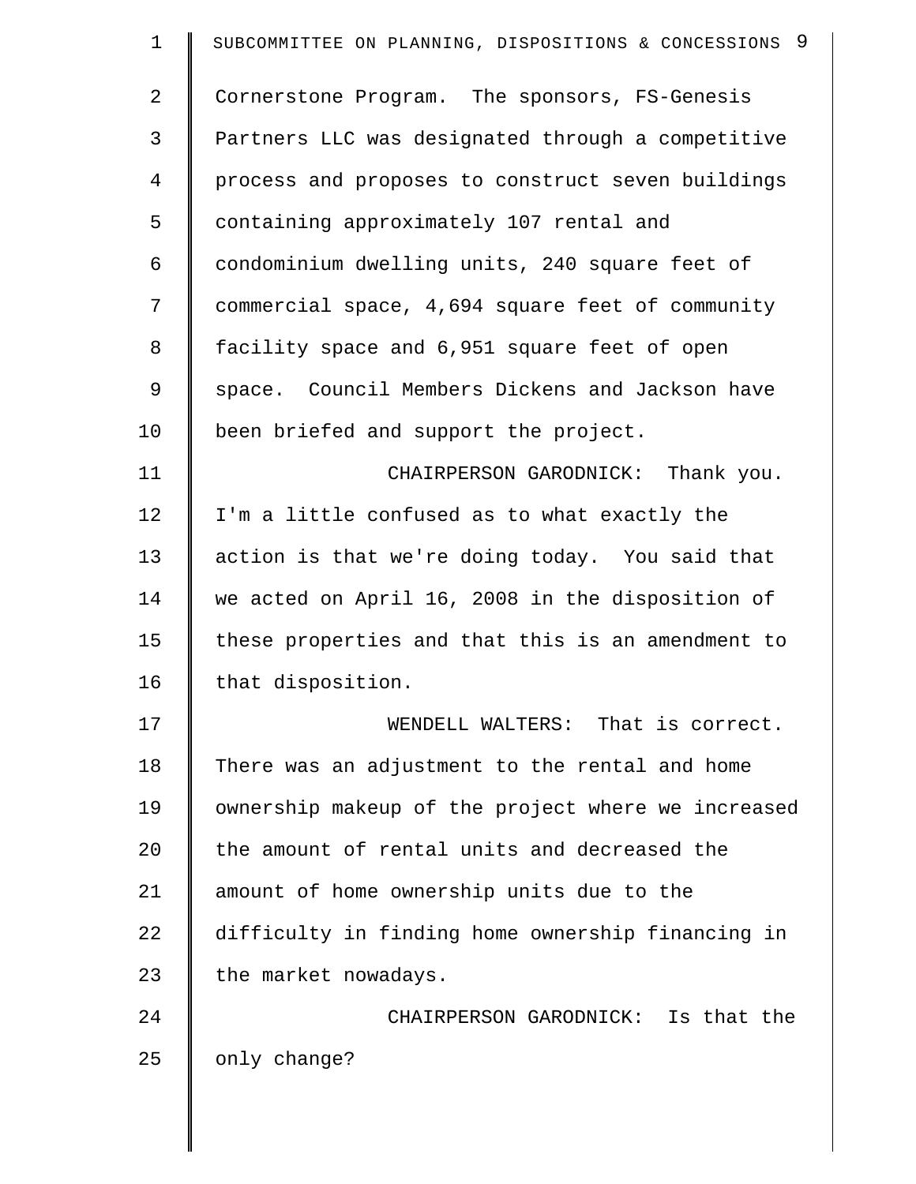Cornerstone Program. The sponsors, FS-Genesis Partners LLC was designated through a competitive process and proposes to construct seven buildings containing approximately 107 rental and condominium dwelling units, 240 square feet of commercial space, 4,694 square feet of community facility space and 6,951 square feet of open space. Council Members Dickens and Jackson have been briefed and support the project.

CHAIRPERSON GARODNICK: Thank you. I'm a little confused as to what exactly the action is that we're doing today. You said that we acted on April 16, 2008 in the disposition of these properties and that this is an amendment to that disposition.

WENDELL WALTERS: That is correct. There was an adjustment to the rental and home ownership makeup of the project where we increased the amount of rental units and decreased the amount of home ownership units due to the difficulty in finding home ownership financing in the market nowadays.

CHAIRPERSON GARODNICK: Is that the only change?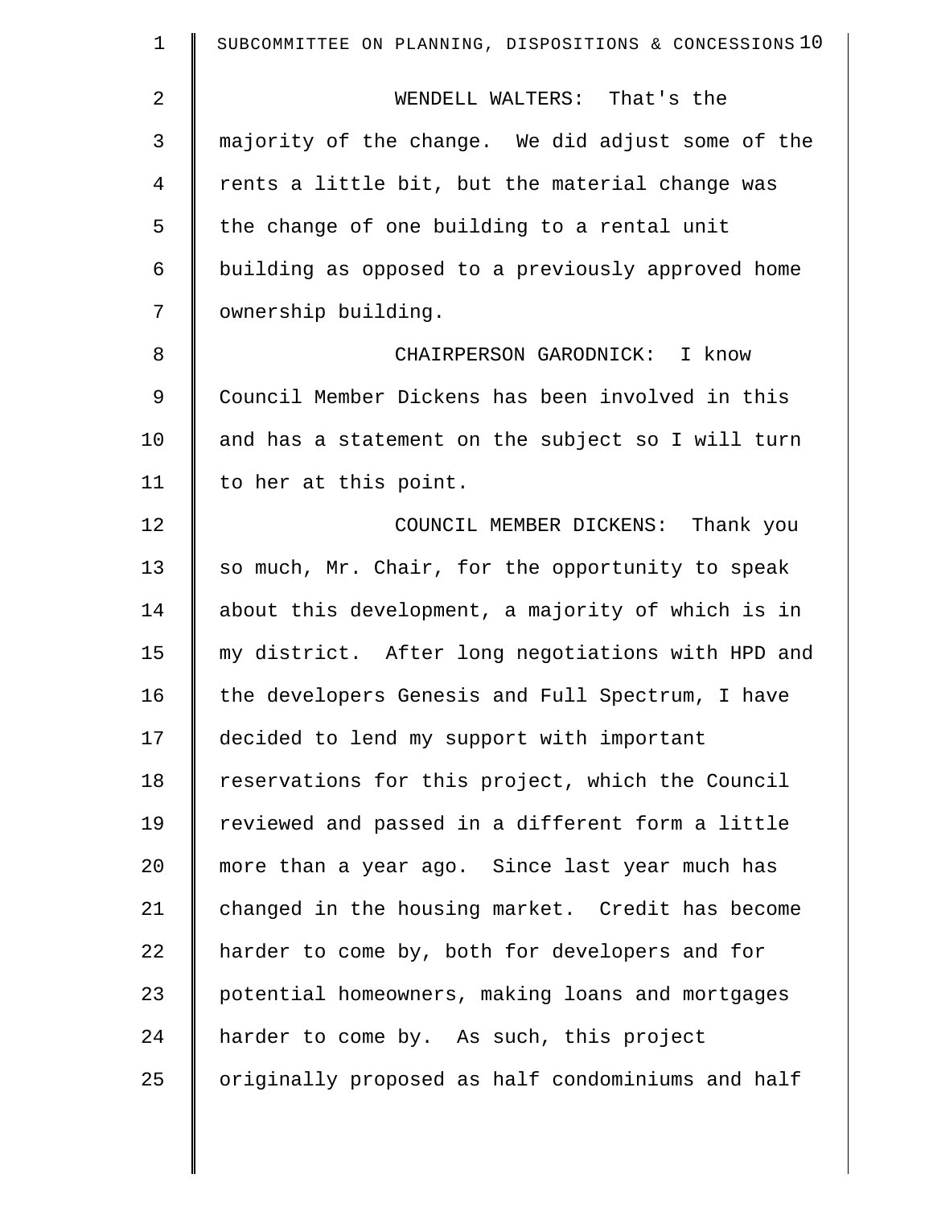WENDELL WALTERS: That's the majority of the change. We did adjust some of the rents a little bit, but the material change was the change of one building to a rental unit building as opposed to a previously approved home ownership building.

CHAIRPERSON GARODNICK: I know Council Member Dickens has been involved in this and has a statement on the subject so I will turn to her at this point.

COUNCIL MEMBER DICKENS: Thank you so much, Mr. Chair, for the opportunity to speak about this development, a majority of which is in my district. After long negotiations with HPD and the developers Genesis and Full Spectrum, I have decided to lend my support with important reservations for this project, which the Council reviewed and passed in a different form a little more than a year ago. Since last year much has changed in the housing market. Credit has become harder to come by, both for developers and for potential homeowners, making loans and mortgages harder to come by. As such, this project originally proposed as half condominiums and half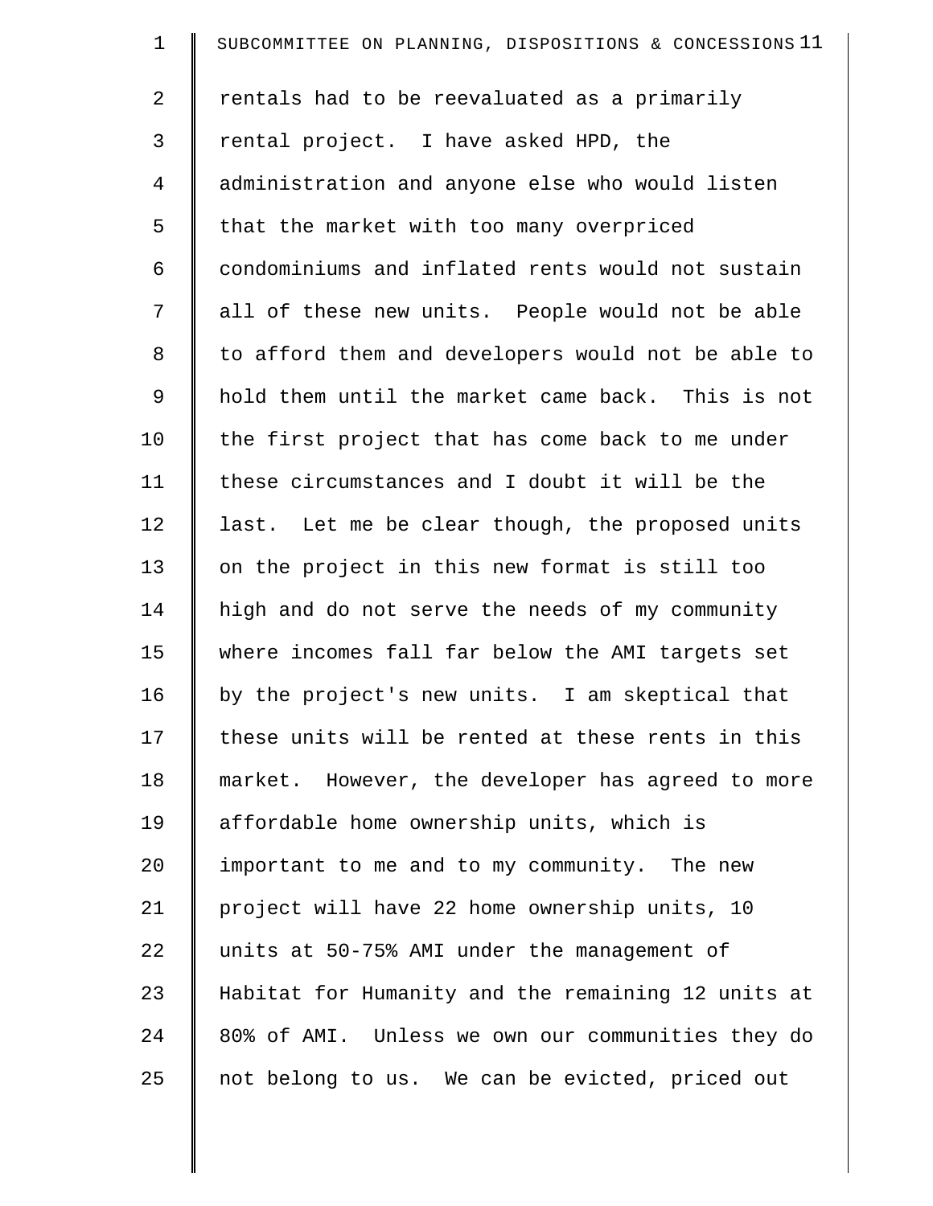rentals had to be reevaluated as a primarily rental project. I have asked HPD, the administration and anyone else who would listen that the market with too many overpriced condominiums and inflated rents would not sustain all of these new units. People would not be able to afford them and developers would not be able to hold them until the market came back. This is not the first project that has come back to me under these circumstances and I doubt it will be the last. Let me be clear though, the proposed units on the project in this new format is still too high and do not serve the needs of my community where incomes fall far below the AMI targets set by the project's new units. I am skeptical that these units will be rented at these rents in this market. However, the developer has agreed to more affordable home ownership units, which is important to me and to my community. The new project will have 22 home ownership units, 10 units at 50-75% AMI under the management of Habitat for Humanity and the remaining 12 units at 80% of AMI. Unless we own our communities they do not belong to us. We can be evicted, priced out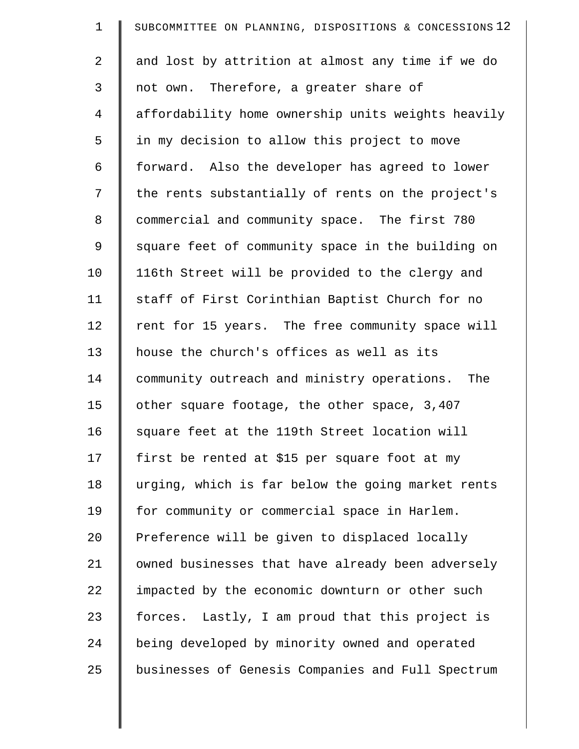and lost by attrition at almost any time if we do not own. Therefore, a greater share of affordability home ownership units weights heavily in my decision to allow this project to move forward. Also the developer has agreed to lower the rents substantially of rents on the project's commercial and community space. The first 780 square feet of community space in the building on 116th Street will be provided to the clergy and staff of First Corinthian Baptist Church for no rent for 15 years. The free community space will house the church's offices as well as its community outreach and ministry operations. The other square footage, the other space, 3,407 square feet at the 119th Street location will first be rented at $15 per square foot at my urging, which is far below the going market rents for community or commercial space in Harlem. Preference will be given to displaced locally owned businesses that have already been adversely impacted by the economic downturn or other such forces. Lastly, I am proud that this project is being developed by minority owned and operated businesses of Genesis Companies and Full Spectrum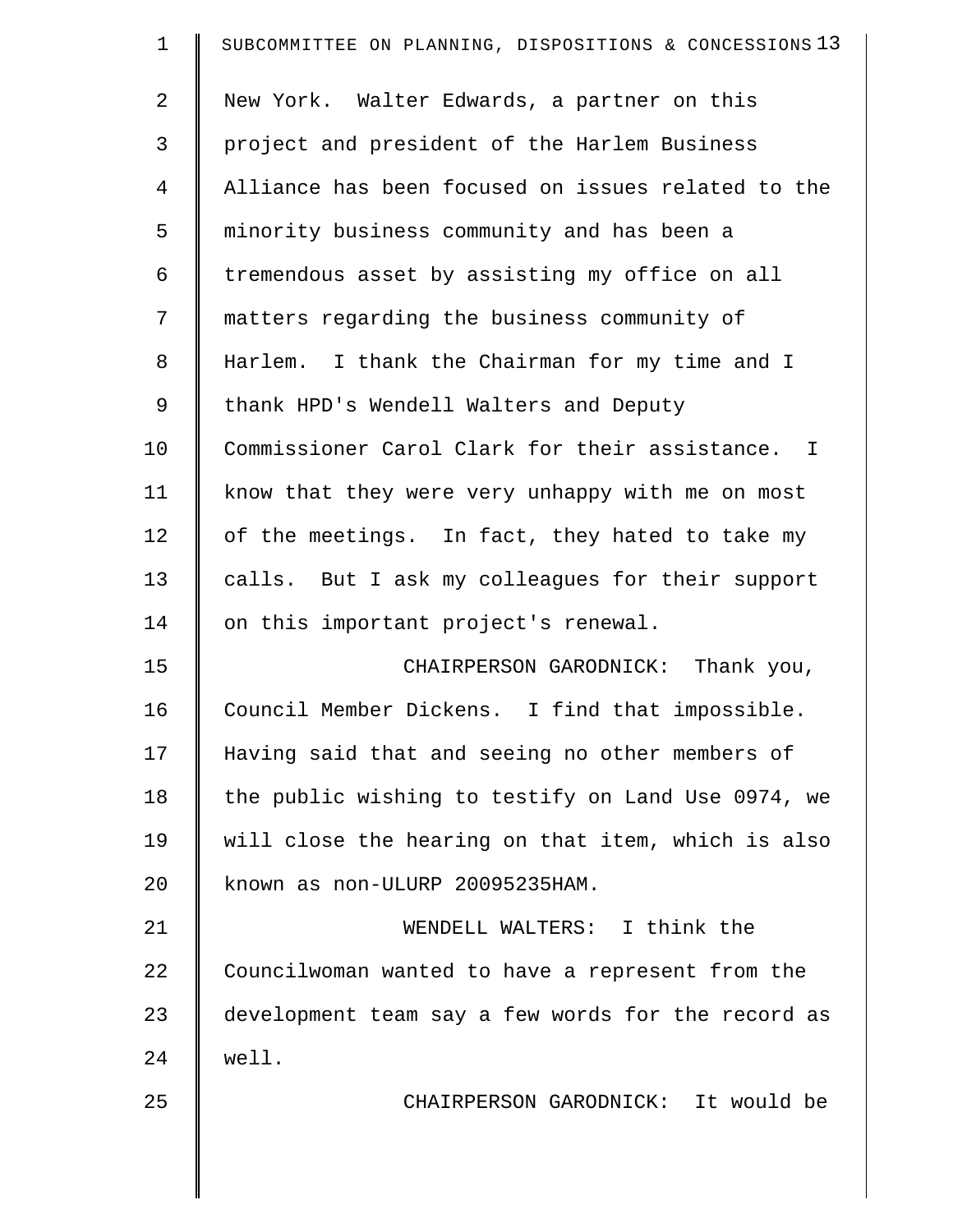New York. Walter Edwards, a partner on this project and president of the Harlem Business Alliance has been focused on issues related to the minority business community and has been a tremendous asset by assisting my office on all matters regarding the business community of Harlem. I thank the Chairman for my time and I thank HPD's Wendell Walters and Deputy Commissioner Carol Clark for their assistance. I know that they were very unhappy with me on most of the meetings. In fact, they hated to take my calls. But I ask my colleagues for their support on this important project's renewal.

CHAIRPERSON GARODNICK: Thank you, Council Member Dickens. I find that impossible. Having said that and seeing no other members of the public wishing to testify on Land Use 0974, we will close the hearing on that item, which is also known as non-ULURP 20095235HAM.

WENDELL WALTERS: I think the Councilwoman wanted to have a represent from the development team say a few words for the record as well.

CHAIRPERSON GARODNICK: It would be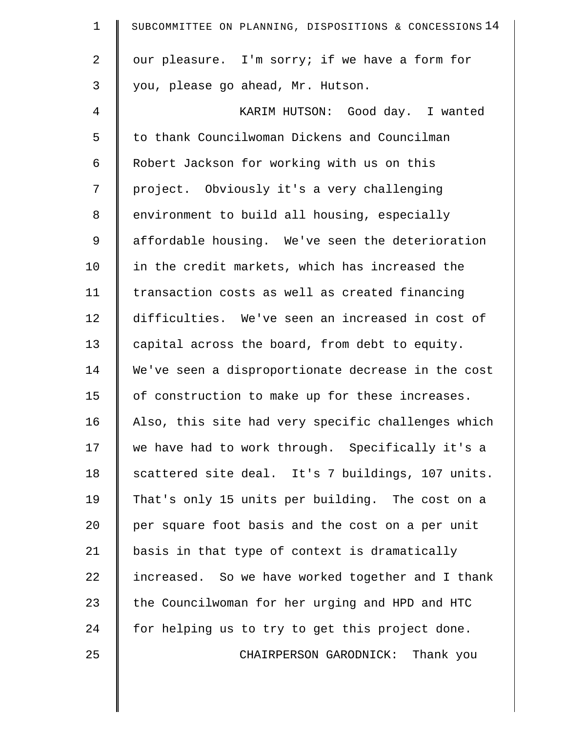our pleasure. I'm sorry; if we have a form for you, please go ahead, Mr. Hutson.

KARIM HUTSON: Good day. I wanted to thank Councilwoman Dickens and Councilman Robert Jackson for working with us on this project. Obviously it's a very challenging environment to build all housing, especially affordable housing. We've seen the deterioration in the credit markets, which has increased the transaction costs as well as created financing difficulties. We've seen an increased in cost of capital across the board, from debt to equity. We've seen a disproportionate decrease in the cost of construction to make up for these increases. Also, this site had very specific challenges which we have had to work through. Specifically it's a scattered site deal. It's 7 buildings, 107 units. That's only 15 units per building. The cost on a per square foot basis and the cost on a per unit basis in that type of context is dramatically increased. So we have worked together and I thank the Councilwoman for her urging and HPD and HTC for helping us to try to get this project done.

CHAIRPERSON GARODNICK: Thank you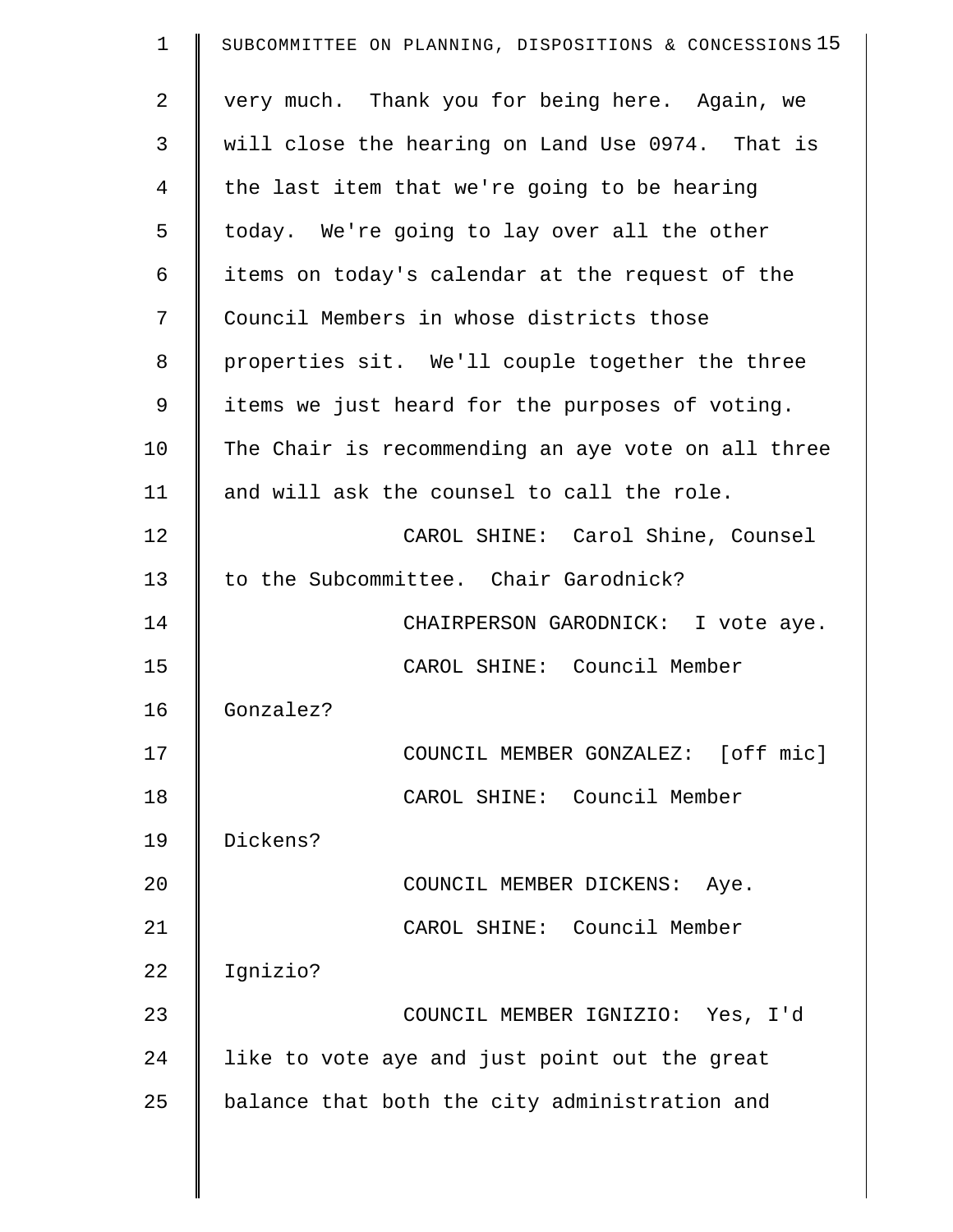very much. Thank you for being here. Again, we will close the hearing on Land Use 0974. That is the last item that we're going to be hearing today. We're going to lay over all the other items on today's calendar at the request of the Council Members in whose districts those properties sit. We'll couple together the three items we just heard for the purposes of voting. The Chair is recommending an aye vote on all three and will ask the counsel to call the role.

CAROL SHINE: Carol Shine, Counsel to the Subcommittee. Chair Garodnick?

CHAIRPERSON GARODNICK: I vote aye.

CAROL SHINE: Council Member Gonzalez?

COUNCIL MEMBER GONZALEZ: [off mic]

CAROL SHINE: Council Member Dickens?

COUNCIL MEMBER DICKENS: Aye.

CAROL SHINE: Council Member Ignizio?

COUNCIL MEMBER IGNIZIO: Yes, I'd like to vote aye and just point out the great balance that both the city administration and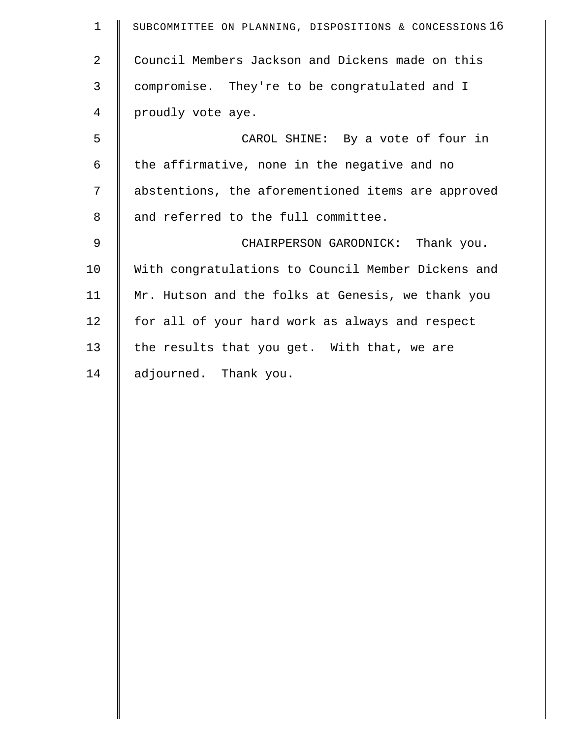Council Members Jackson and Dickens made on this compromise. They're to be congratulated and I proudly vote aye.

CAROL SHINE: By a vote of four in the affirmative, none in the negative and no abstentions, the aforementioned items are approved and referred to the full committee.

CHAIRPERSON GARODNICK: Thank you. With congratulations to Council Member Dickens and Mr. Hutson and the folks at Genesis, we thank you for all of your hard work as always and respect the results that you get. With that, we are adjourned. Thank you.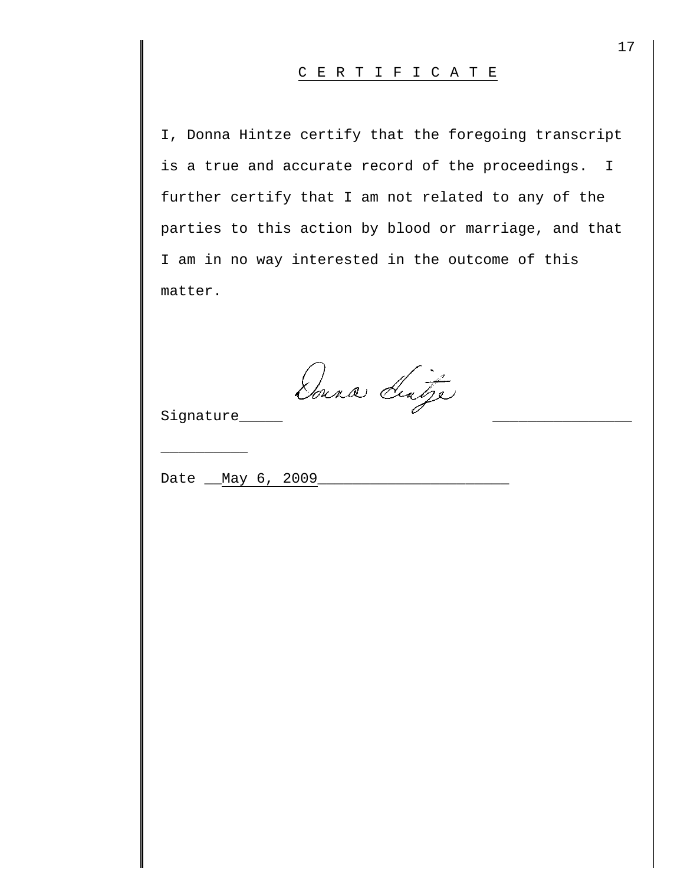# C E R T I F I C A T E

I, Donna Hintze certify that the foregoing transcript is a true and accurate record of the proceedings. I further certify that I am not related to any of the parties to this action by blood or marriage, and that I am in no way interested in the outcome of this matter.

Signature_____ Donna Hintze ________________

__________

Date __May 6, 2009______________________